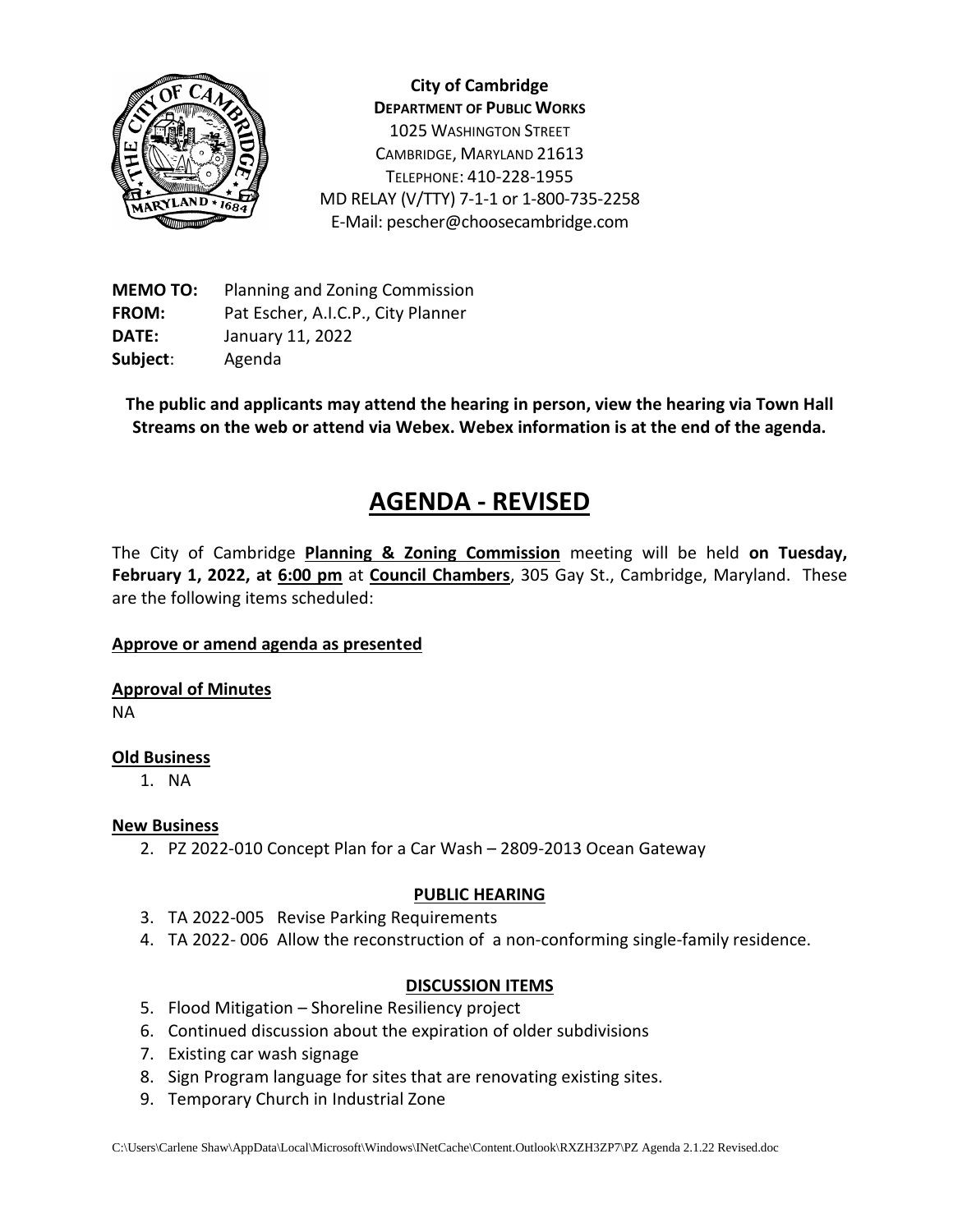**City of Cambridge**
**DEPARTMENT OF PUBLIC WORKS**
1025 WASHINGTON STREET
CAMBRIDGE, MARYLAND 21613
TELEPHONE: 410-228-1955
MD RELAY (V/TTY) 7-1-1 or 1-800-735-2258
E-Mail: pescher@choosecambridge.com

**MEMO TO:** Planning and Zoning Commission
**FROM:** Pat Escher, A.I.C.P., City Planner
**DATE:** January 11, 2022
**Subject**: Agenda

**The public and applicants may attend the hearing in person, view the hearing via Town Hall Streams on the web or attend via Webex. Webex information is at the end of the agenda.**

# AGENDA - REVISED

The City of Cambridge **Planning & Zoning Commission** meeting will be held **on Tuesday, February 1, 2022, at 6:00 pm** at **Council Chambers**, 305 Gay St., Cambridge, Maryland. These are the following items scheduled:

**Approve or amend agenda as presented**

**Approval of Minutes**
NA

**Old Business**

1. NA

**New Business**

2. PZ 2022-010 Concept Plan for a Car Wash – 2809-2013 Ocean Gateway

**PUBLIC HEARING**

3. TA 2022-005 Revise Parking Requirements
4. TA 2022- 006 Allow the reconstruction of a non-conforming single-family residence.

**DISCUSSION ITEMS**

5. Flood Mitigation – Shoreline Resiliency project
6. Continued discussion about the expiration of older subdivisions
7. Existing car wash signage
8. Sign Program language for sites that are renovating existing sites.
9. Temporary Church in Industrial Zone

C:\Users\Carlene Shaw\AppData\Local\Microsoft\Windows\INetCache\Content.Outlook\RXZH3ZP7\PZ Agenda 2.1.22 Revised.doc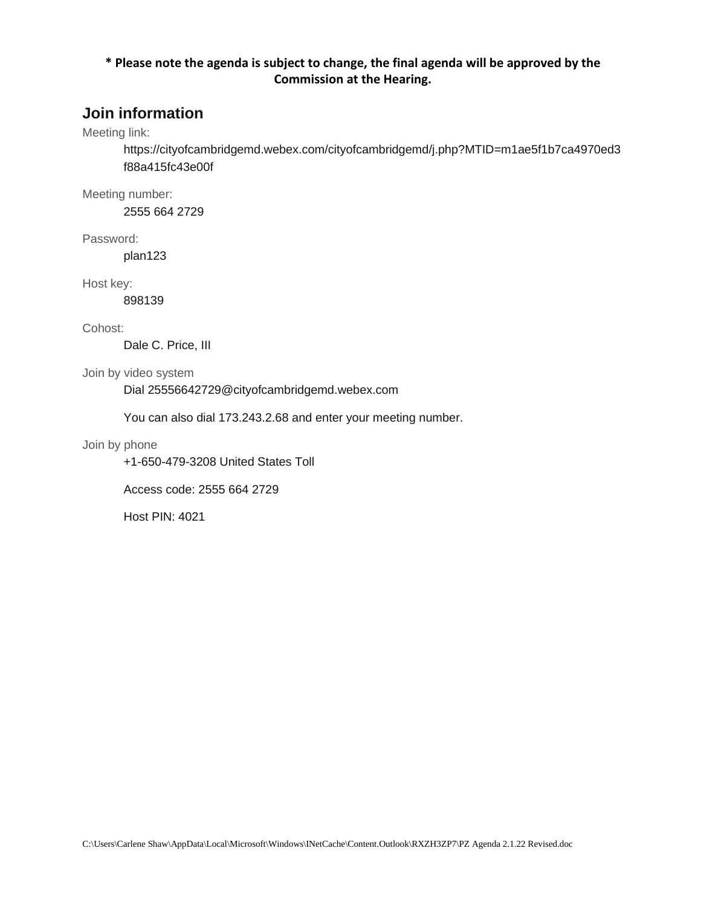**\* Please note the agenda is subject to change, the final agenda will be approved by the Commission at the Hearing.**

## Join information

Meeting link:

https://cityofcambridgemd.webex.com/cityofcambridgemd/j.php?MTID=m1ae5f1b7ca4970ed3f88a415fc43e00f

Meeting number:

2555 664 2729

Password:

plan123

Host key:

898139

Cohost:

Dale C. Price, III

Join by video system

Dial 25556642729@cityofcambridgemd.webex.com

You can also dial 173.243.2.68 and enter your meeting number.

Join by phone

+1-650-479-3208 United States Toll

Access code: 2555 664 2729

Host PIN: 4021

C:\Users\Carlene Shaw\AppData\Local\Microsoft\Windows\INetCache\Content.Outlook\RXZH3ZP7\PZ Agenda 2.1.22 Revised.doc